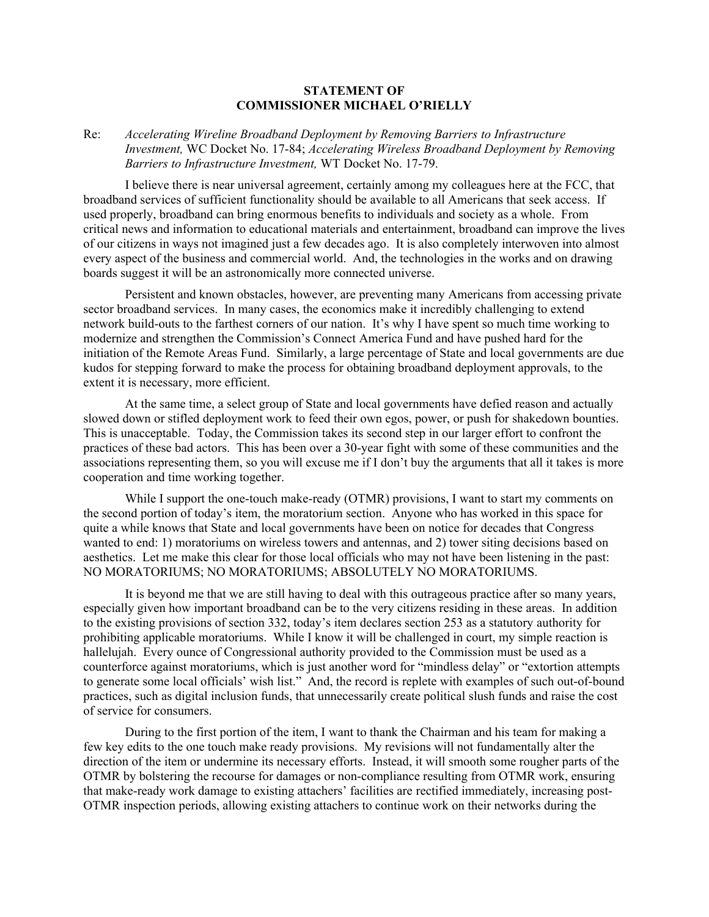**STATEMENT OF**
**COMMISSIONER MICHAEL O'RIELLY**

Re: *Accelerating Wireline Broadband Deployment by Removing Barriers to Infrastructure Investment,* WC Docket No. 17-84; *Accelerating Wireless Broadband Deployment by Removing Barriers to Infrastructure Investment,* WT Docket No. 17-79.

I believe there is near universal agreement, certainly among my colleagues here at the FCC, that broadband services of sufficient functionality should be available to all Americans that seek access. If used properly, broadband can bring enormous benefits to individuals and society as a whole. From critical news and information to educational materials and entertainment, broadband can improve the lives of our citizens in ways not imagined just a few decades ago. It is also completely interwoven into almost every aspect of the business and commercial world. And, the technologies in the works and on drawing boards suggest it will be an astronomically more connected universe.

Persistent and known obstacles, however, are preventing many Americans from accessing private sector broadband services. In many cases, the economics make it incredibly challenging to extend network build-outs to the farthest corners of our nation. It's why I have spent so much time working to modernize and strengthen the Commission's Connect America Fund and have pushed hard for the initiation of the Remote Areas Fund. Similarly, a large percentage of State and local governments are due kudos for stepping forward to make the process for obtaining broadband deployment approvals, to the extent it is necessary, more efficient.

At the same time, a select group of State and local governments have defied reason and actually slowed down or stifled deployment work to feed their own egos, power, or push for shakedown bounties. This is unacceptable. Today, the Commission takes its second step in our larger effort to confront the practices of these bad actors. This has been over a 30-year fight with some of these communities and the associations representing them, so you will excuse me if I don't buy the arguments that all it takes is more cooperation and time working together.

While I support the one-touch make-ready (OTMR) provisions, I want to start my comments on the second portion of today's item, the moratorium section. Anyone who has worked in this space for quite a while knows that State and local governments have been on notice for decades that Congress wanted to end: 1) moratoriums on wireless towers and antennas, and 2) tower siting decisions based on aesthetics. Let me make this clear for those local officials who may not have been listening in the past: NO MORATORIUMS; NO MORATORIUMS; ABSOLUTELY NO MORATORIUMS.

It is beyond me that we are still having to deal with this outrageous practice after so many years, especially given how important broadband can be to the very citizens residing in these areas. In addition to the existing provisions of section 332, today's item declares section 253 as a statutory authority for prohibiting applicable moratoriums. While I know it will be challenged in court, my simple reaction is hallelujah. Every ounce of Congressional authority provided to the Commission must be used as a counterforce against moratoriums, which is just another word for "mindless delay" or "extortion attempts to generate some local officials' wish list." And, the record is replete with examples of such out-of-bound practices, such as digital inclusion funds, that unnecessarily create political slush funds and raise the cost of service for consumers.

During to the first portion of the item, I want to thank the Chairman and his team for making a few key edits to the one touch make ready provisions. My revisions will not fundamentally alter the direction of the item or undermine its necessary efforts. Instead, it will smooth some rougher parts of the OTMR by bolstering the recourse for damages or non-compliance resulting from OTMR work, ensuring that make-ready work damage to existing attachers' facilities are rectified immediately, increasing post-OTMR inspection periods, allowing existing attachers to continue work on their networks during the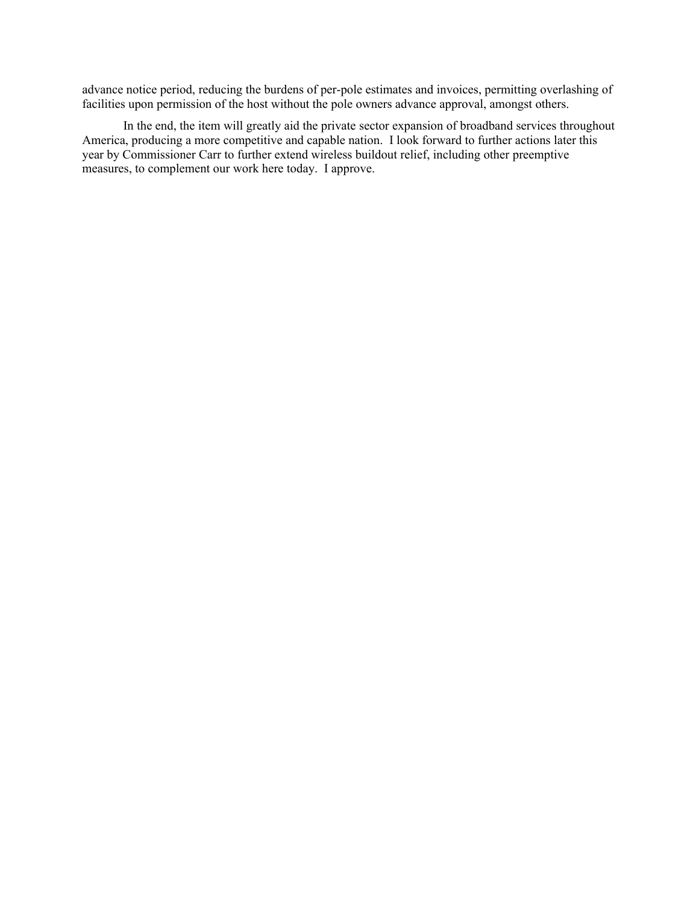advance notice period, reducing the burdens of per-pole estimates and invoices, permitting overlashing of facilities upon permission of the host without the pole owners advance approval, amongst others.

In the end, the item will greatly aid the private sector expansion of broadband services throughout America, producing a more competitive and capable nation. I look forward to further actions later this year by Commissioner Carr to further extend wireless buildout relief, including other preemptive measures, to complement our work here today. I approve.